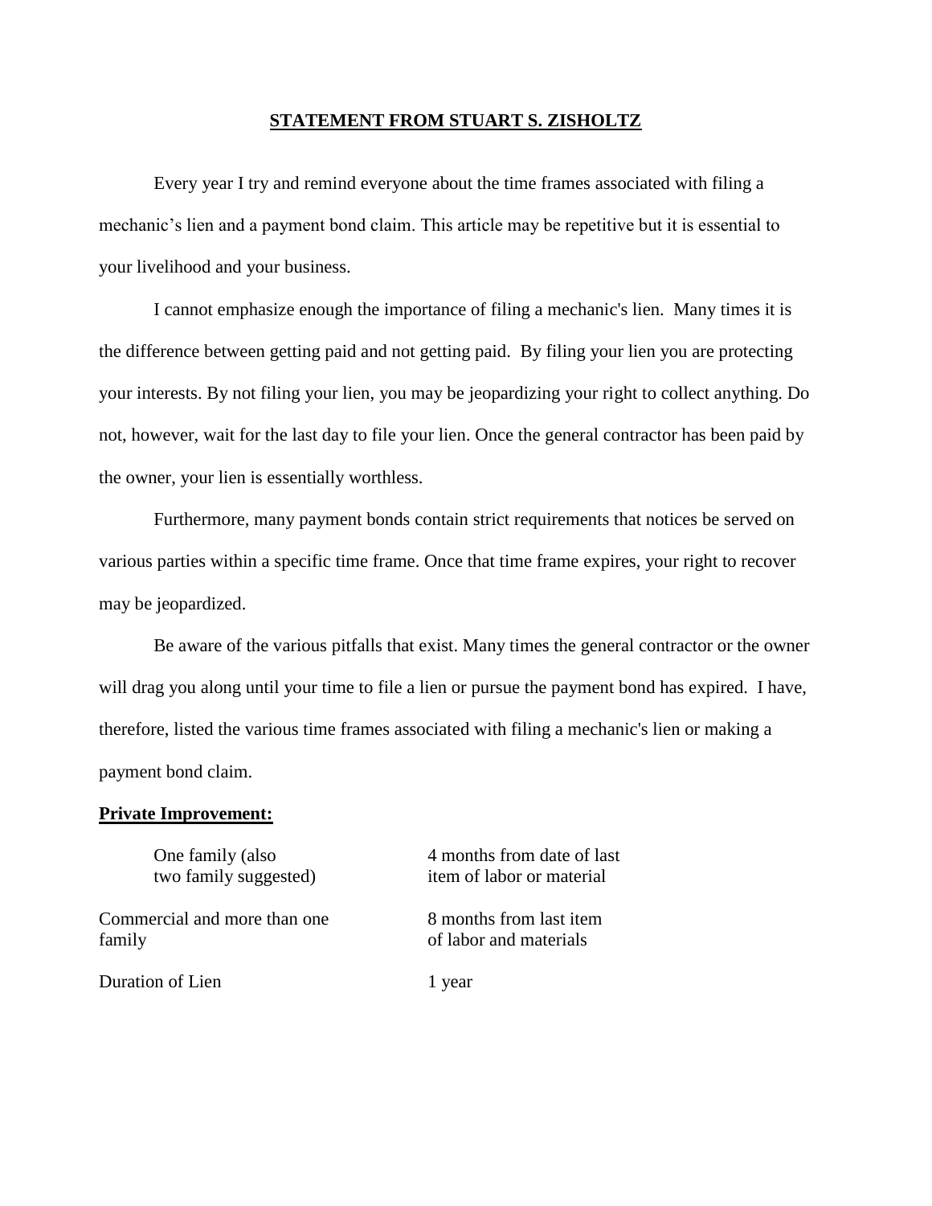# STATEMENT FROM STUART S. ZISHOLTZ

Every year I try and remind everyone about the time frames associated with filing a mechanic's lien and a payment bond claim. This article may be repetitive but it is essential to your livelihood and your business.

I cannot emphasize enough the importance of filing a mechanic's lien. Many times it is the difference between getting paid and not getting paid. By filing your lien you are protecting your interests. By not filing your lien, you may be jeopardizing your right to collect anything. Do not, however, wait for the last day to file your lien. Once the general contractor has been paid by the owner, your lien is essentially worthless.

Furthermore, many payment bonds contain strict requirements that notices be served on various parties within a specific time frame. Once that time frame expires, your right to recover may be jeopardized.

Be aware of the various pitfalls that exist. Many times the general contractor or the owner will drag you along until your time to file a lien or pursue the payment bond has expired. I have, therefore, listed the various time frames associated with filing a mechanic's lien or making a payment bond claim.

**Private Improvement:**

| | |
|---|---|
| One family (also two family suggested) | 4 months from date of last item of labor or material |
| Commercial and more than one family | 8 months from last item of labor and materials |
| Duration of Lien | 1 year |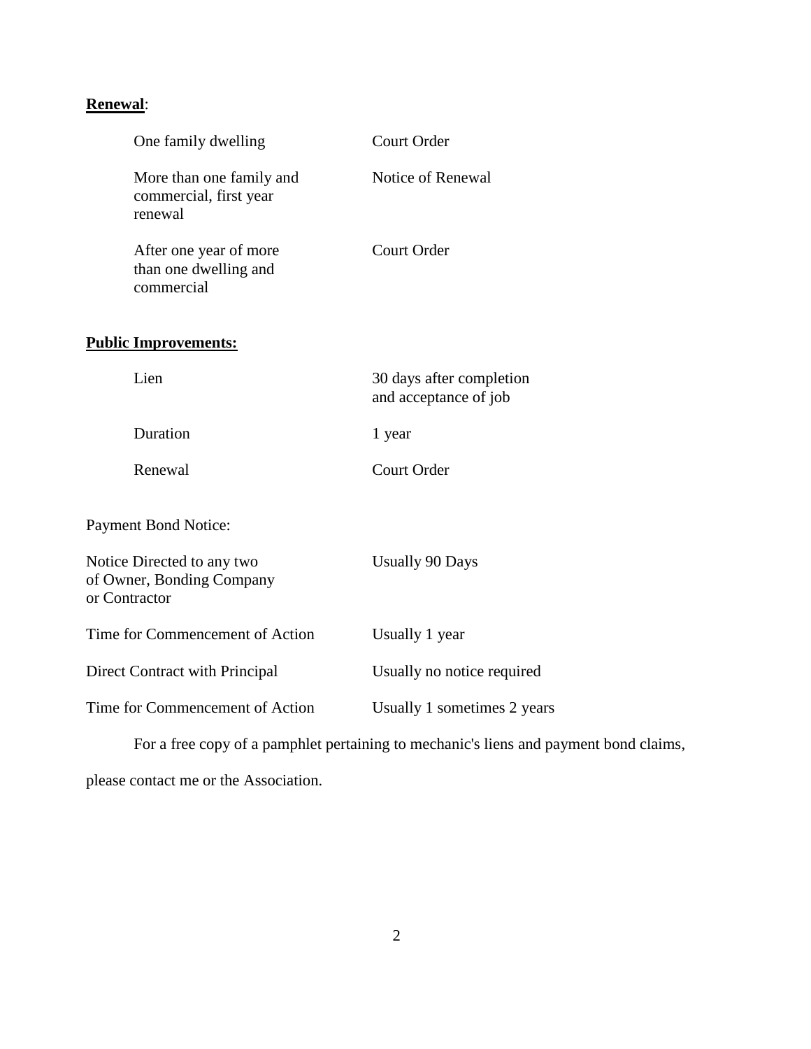**Renewal**:

| | |
|---|---|
| One family dwelling | Court Order |
| More than one family and commercial, first year renewal | Notice of Renewal |
| After one year of more than one dwelling and commercial | Court Order |

**Public Improvements:**

| | |
|---|---|
| Lien | 30 days after completion and acceptance of job |
| Duration | 1 year |
| Renewal | Court Order |

Payment Bond Notice:

| | |
|---|---|
| Notice Directed to any two of Owner, Bonding Company or Contractor | Usually 90 Days |
| Time for Commencement of Action | Usually 1 year |
| Direct Contract with Principal | Usually no notice required |
| Time for Commencement of Action | Usually 1 sometimes 2 years |

For a free copy of a pamphlet pertaining to mechanic's liens and payment bond claims, please contact me or the Association.